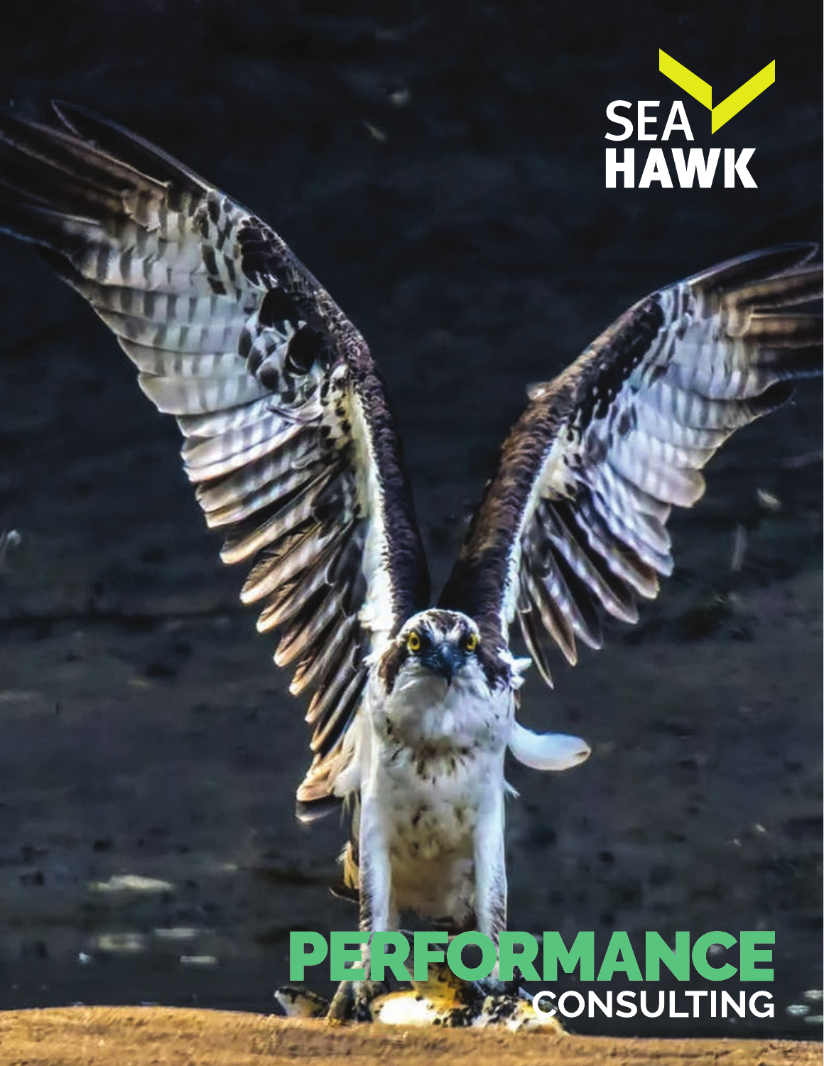SEA HAWK

# PERFORMANCE

## CONSULTING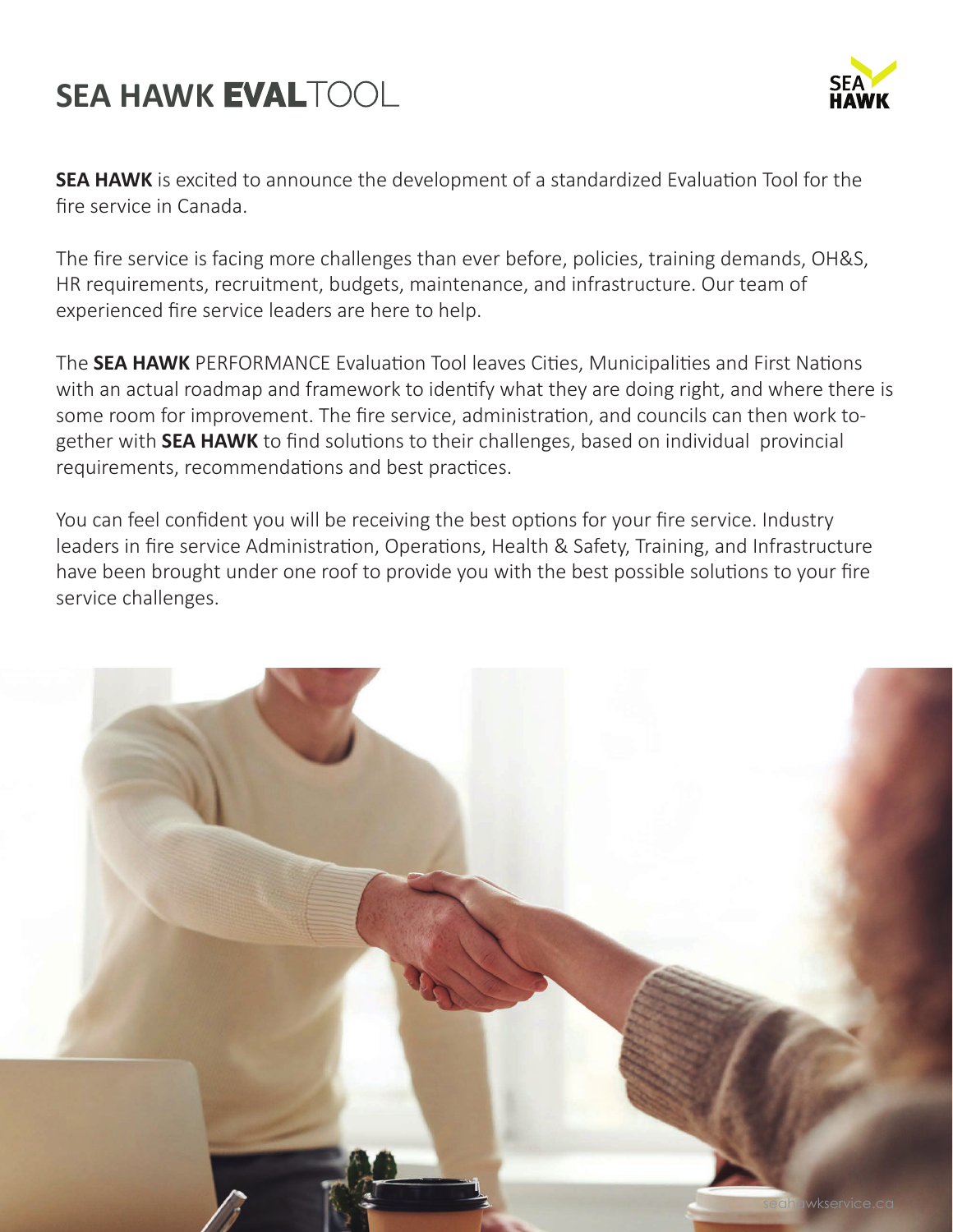# SEA HAWK EVALTOOL

**SEA HAWK** is excited to announce the development of a standardized Evaluation Tool for the fire service in Canada.

The fire service is facing more challenges than ever before, policies, training demands, OH&S, HR requirements, recruitment, budgets, maintenance, and infrastructure. Our team of experienced fire service leaders are here to help.

The **SEA HAWK** PERFORMANCE Evaluation Tool leaves Cities, Municipalities and First Nations with an actual roadmap and framework to identify what they are doing right, and where there is some room for improvement. The fire service, administration, and councils can then work together with **SEA HAWK** to find solutions to their challenges, based on individual provincial requirements, recommendations and best practices.

You can feel confident you will be receiving the best options for your fire service. Industry leaders in fire service Administration, Operations, Health & Safety, Training, and Infrastructure have been brought under one roof to provide you with the best possible solutions to your fire service challenges.

seahawkservice.ca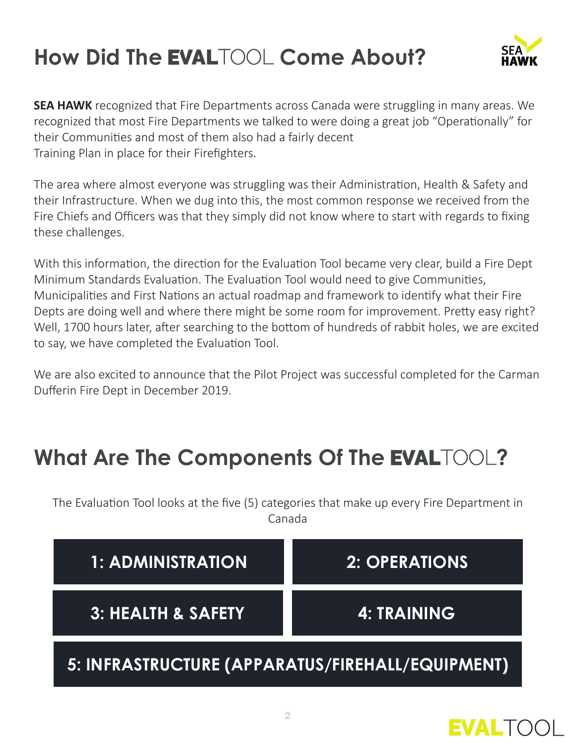# How Did The EVALTOOL Come About?

**SEA HAWK** recognized that Fire Departments across Canada were struggling in many areas. We recognized that most Fire Departments we talked to were doing a great job "Operationally" for their Communities and most of them also had a fairly decent Training Plan in place for their Firefighters.

The area where almost everyone was struggling was their Administration, Health & Safety and their Infrastructure. When we dug into this, the most common response we received from the Fire Chiefs and Officers was that they simply did not know where to start with regards to fixing these challenges.

With this information, the direction for the Evaluation Tool became very clear, build a Fire Dept Minimum Standards Evaluation. The Evaluation Tool would need to give Communities, Municipalities and First Nations an actual roadmap and framework to identify what their Fire Depts are doing well and where there might be some room for improvement. Pretty easy right? Well, 1700 hours later, after searching to the bottom of hundreds of rabbit holes, we are excited to say, we have completed the Evaluation Tool.

We are also excited to announce that the Pilot Project was successful completed for the Carman Dufferin Fire Dept in December 2019.

# What Are The Components Of The EVALTOOL?

The Evaluation Tool looks at the five (5) categories that make up every Fire Department in Canada

**1: ADMINISTRATION**

**2: OPERATIONS**

**3: HEALTH & SAFETY**

**4: TRAINING**

**5: INFRASTRUCTURE (APPARATUS/FIREHALL/EQUIPMENT)**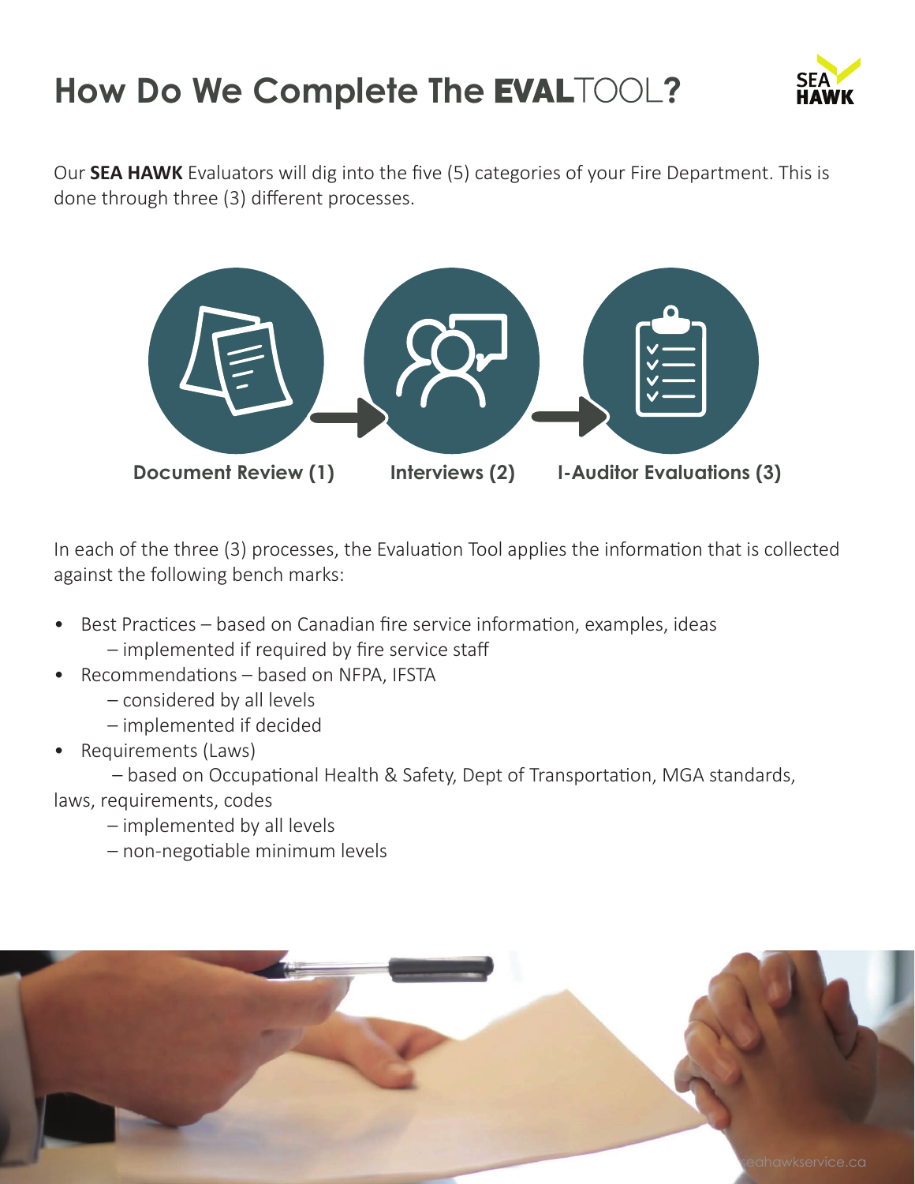# How Do We Complete The **EVAL**TOOL?

Our **SEA HAWK** Evaluators will dig into the five (5) categories of your Fire Department. This is done through three (3) different processes.

**Document Review (1)** → **Interviews (2)** → **I-Auditor Evaluations (3)**

In each of the three (3) processes, the Evaluation Tool applies the information that is collected against the following bench marks:

- Best Practices – based on Canadian fire service information, examples, ideas
  - – implemented if required by fire service staff
- Recommendations – based on NFPA, IFSTA
  - – considered by all levels
  - – implemented if decided
- Requirements (Laws)
  - – based on Occupational Health & Safety, Dept of Transportation, MGA standards, laws, requirements, codes
  - – implemented by all levels
  - – non-negotiable minimum levels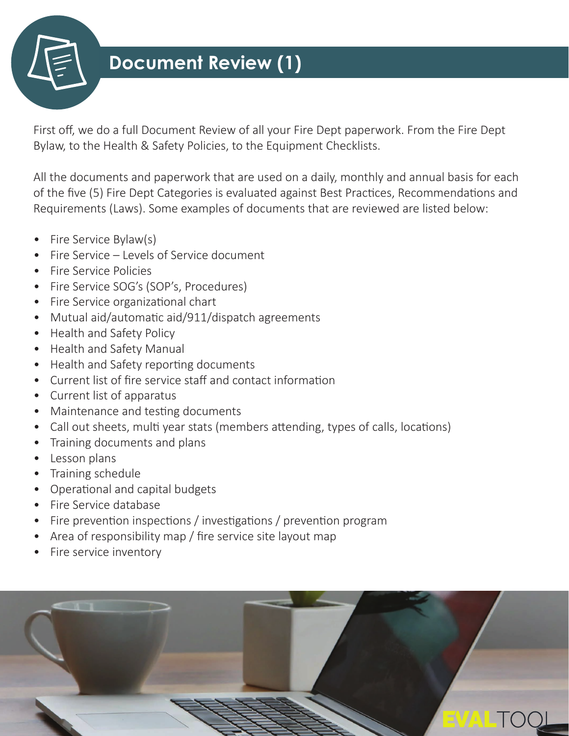# Document Review (1)

First off, we do a full Document Review of all your Fire Dept paperwork. From the Fire Dept Bylaw, to the Health & Safety Policies, to the Equipment Checklists.

All the documents and paperwork that are used on a daily, monthly and annual basis for each of the five (5) Fire Dept Categories is evaluated against Best Practices, Recommendations and Requirements (Laws). Some examples of documents that are reviewed are listed below:

- Fire Service Bylaw(s)
- Fire Service – Levels of Service document
- Fire Service Policies
- Fire Service SOG's (SOP's, Procedures)
- Fire Service organizational chart
- Mutual aid/automatic aid/911/dispatch agreements
- Health and Safety Policy
- Health and Safety Manual
- Health and Safety reporting documents
- Current list of fire service staff and contact information
- Current list of apparatus
- Maintenance and testing documents
- Call out sheets, multi year stats (members attending, types of calls, locations)
- Training documents and plans
- Lesson plans
- Training schedule
- Operational and capital budgets
- Fire Service database
- Fire prevention inspections / investigations / prevention program
- Area of responsibility map / fire service site layout map
- Fire service inventory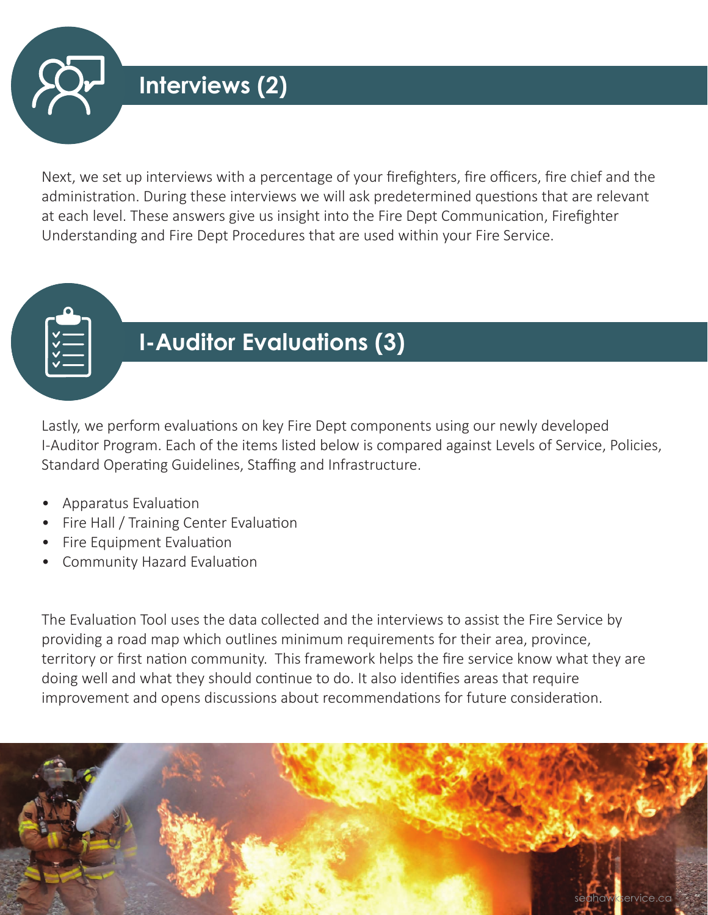## Interviews (2)

Next, we set up interviews with a percentage of your firefighters, fire officers, fire chief and the administration. During these interviews we will ask predetermined questions that are relevant at each level. These answers give us insight into the Fire Dept Communication, Firefighter Understanding and Fire Dept Procedures that are used within your Fire Service.

## I-Auditor Evaluations (3)

Lastly, we perform evaluations on key Fire Dept components using our newly developed I-Auditor Program. Each of the items listed below is compared against Levels of Service, Policies, Standard Operating Guidelines, Staffing and Infrastructure.

- Apparatus Evaluation
- Fire Hall / Training Center Evaluation
- Fire Equipment Evaluation
- Community Hazard Evaluation

The Evaluation Tool uses the data collected and the interviews to assist the Fire Service by providing a road map which outlines minimum requirements for their area, province, territory or first nation community. This framework helps the fire service know what they are doing well and what they should continue to do. It also identifies areas that require improvement and opens discussions about recommendations for future consideration.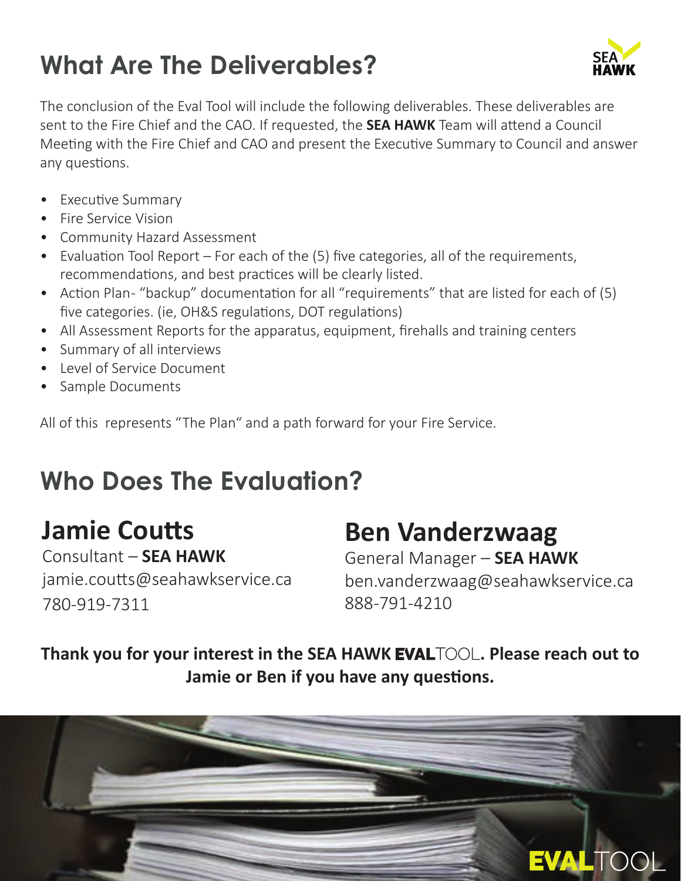# What Are The Deliverables?

The conclusion of the Eval Tool will include the following deliverables. These deliverables are sent to the Fire Chief and the CAO. If requested, the **SEA HAWK** Team will attend a Council Meeting with the Fire Chief and CAO and present the Executive Summary to Council and answer any questions.

- Executive Summary
- Fire Service Vision
- Community Hazard Assessment
- Evaluation Tool Report – For each of the (5) five categories, all of the requirements, recommendations, and best practices will be clearly listed.
- Action Plan- "backup" documentation for all "requirements" that are listed for each of (5) five categories. (ie, OH&S regulations, DOT regulations)
- All Assessment Reports for the apparatus, equipment, firehalls and training centers
- Summary of all interviews
- Level of Service Document
- Sample Documents

All of this represents "The Plan" and a path forward for your Fire Service.

# Who Does The Evaluation?

## Jamie Coutts

Consultant – **SEA HAWK**
jamie.coutts@seahawkservice.ca
780-919-7311

## Ben Vanderzwaag

General Manager – **SEA HAWK**
ben.vanderzwaag@seahawkservice.ca
888-791-4210

**Thank you for your interest in the SEA HAWK EVALTOOL. Please reach out to Jamie or Ben if you have any questions.**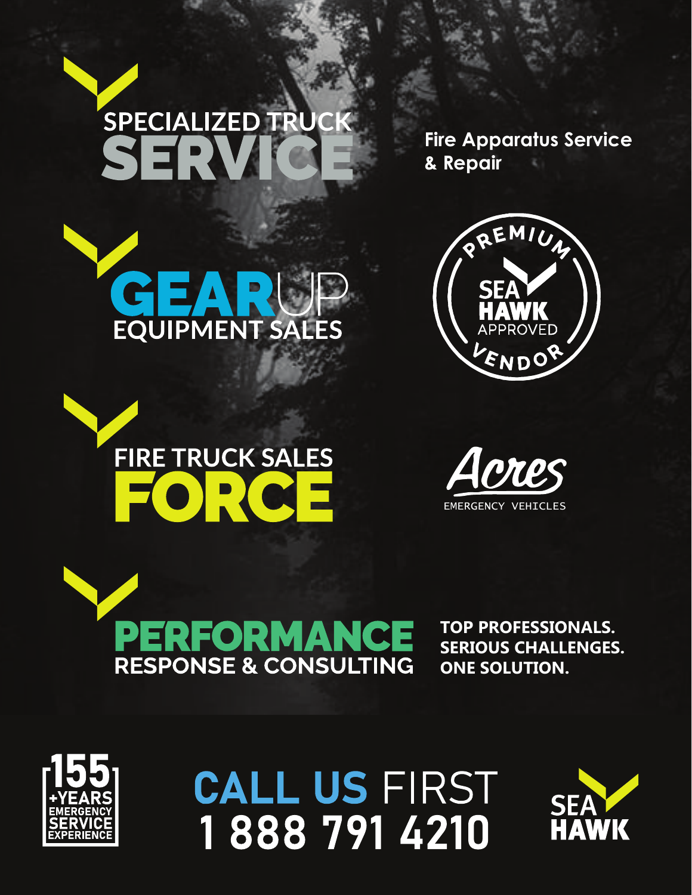## SPECIALIZED TRUCK SERVICE

**Fire Apparatus Service & Repair**

## GEARUP EQUIPMENT SALES

PREMIUM SEA HAWK APPROVED VENDOR

## FIRE TRUCK SALES FORCE

Acres EMERGENCY VEHICLES

## PERFORMANCE RESPONSE & CONSULTING

**TOP PROFESSIONALS. SERIOUS CHALLENGES. ONE SOLUTION.**

155 +YEARS EMERGENCY SERVICE EXPERIENCE

# CALL US FIRST 1 888 791 4210

SEA HAWK